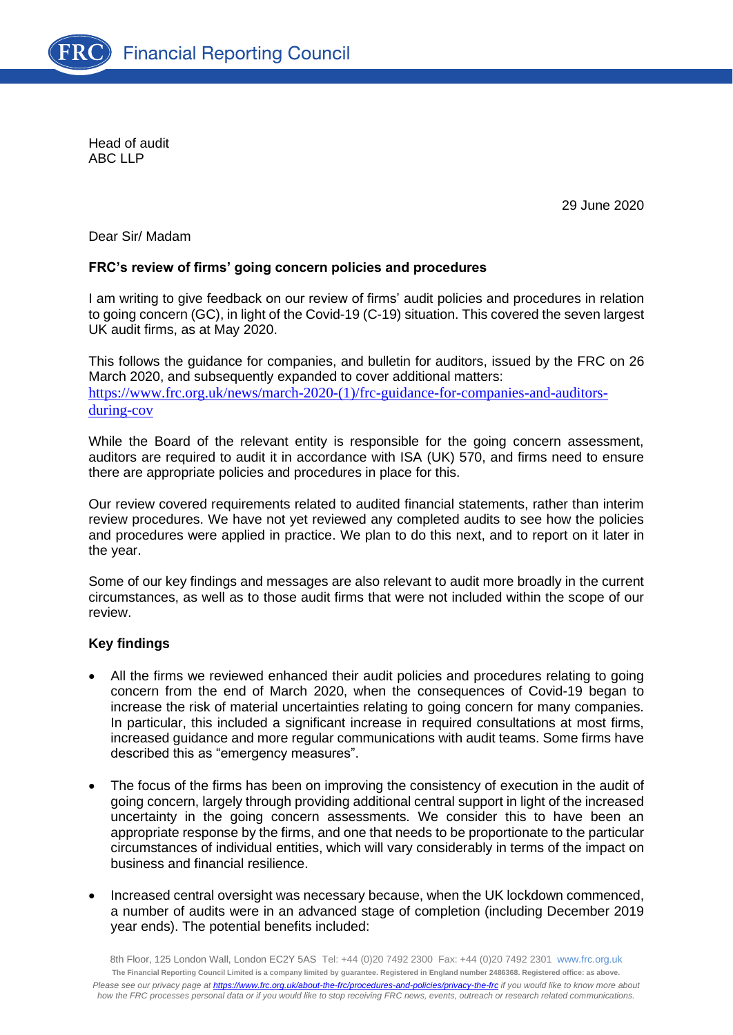Head of audit
ABC LLP

29 June 2020

Dear Sir/ Madam

**FRC's review of firms' going concern policies and procedures**

I am writing to give feedback on our review of firms' audit policies and procedures in relation to going concern (GC), in light of the Covid-19 (C-19) situation. This covered the seven largest UK audit firms, as at May 2020.

This follows the guidance for companies, and bulletin for auditors, issued by the FRC on 26 March 2020, and subsequently expanded to cover additional matters: https://www.frc.org.uk/news/march-2020-(1)/frc-guidance-for-companies-and-auditors-during-cov

While the Board of the relevant entity is responsible for the going concern assessment, auditors are required to audit it in accordance with ISA (UK) 570, and firms need to ensure there are appropriate policies and procedures in place for this.

Our review covered requirements related to audited financial statements, rather than interim review procedures. We have not yet reviewed any completed audits to see how the policies and procedures were applied in practice. We plan to do this next, and to report on it later in the year.

Some of our key findings and messages are also relevant to audit more broadly in the current circumstances, as well as to those audit firms that were not included within the scope of our review.

**Key findings**

- All the firms we reviewed enhanced their audit policies and procedures relating to going concern from the end of March 2020, when the consequences of Covid-19 began to increase the risk of material uncertainties relating to going concern for many companies. In particular, this included a significant increase in required consultations at most firms, increased guidance and more regular communications with audit teams. Some firms have described this as "emergency measures".

- The focus of the firms has been on improving the consistency of execution in the audit of going concern, largely through providing additional central support in light of the increased uncertainty in the going concern assessments. We consider this to have been an appropriate response by the firms, and one that needs to be proportionate to the particular circumstances of individual entities, which will vary considerably in terms of the impact on business and financial resilience.

- Increased central oversight was necessary because, when the UK lockdown commenced, a number of audits were in an advanced stage of completion (including December 2019 year ends). The potential benefits included: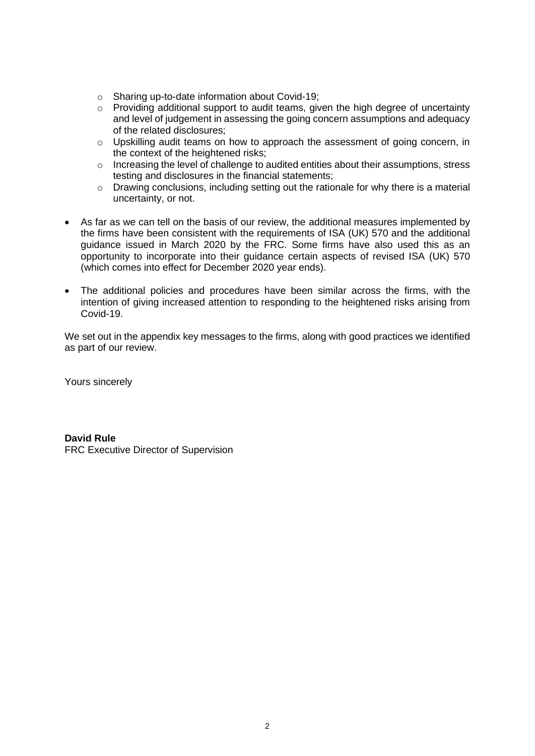- Sharing up-to-date information about Covid-19;
  - Providing additional support to audit teams, given the high degree of uncertainty and level of judgement in assessing the going concern assumptions and adequacy of the related disclosures;
  - Upskilling audit teams on how to approach the assessment of going concern, in the context of the heightened risks;
  - Increasing the level of challenge to audited entities about their assumptions, stress testing and disclosures in the financial statements;
  - Drawing conclusions, including setting out the rationale for why there is a material uncertainty, or not.

- As far as we can tell on the basis of our review, the additional measures implemented by the firms have been consistent with the requirements of ISA (UK) 570 and the additional guidance issued in March 2020 by the FRC. Some firms have also used this as an opportunity to incorporate into their guidance certain aspects of revised ISA (UK) 570 (which comes into effect for December 2020 year ends).

- The additional policies and procedures have been similar across the firms, with the intention of giving increased attention to responding to the heightened risks arising from Covid-19.

We set out in the appendix key messages to the firms, along with good practices we identified as part of our review.

Yours sincerely

**David Rule**
FRC Executive Director of Supervision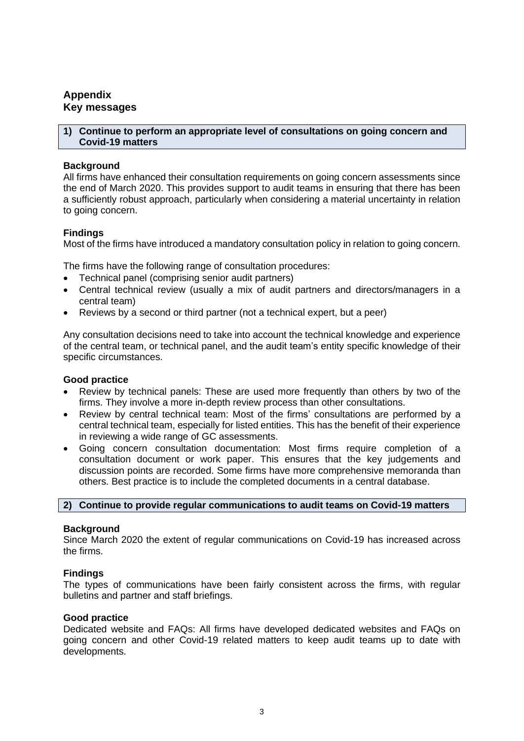# Appendix
# Key messages

## 1) Continue to perform an appropriate level of consultations on going concern and Covid-19 matters

**Background**

All firms have enhanced their consultation requirements on going concern assessments since the end of March 2020. This provides support to audit teams in ensuring that there has been a sufficiently robust approach, particularly when considering a material uncertainty in relation to going concern.

**Findings**

Most of the firms have introduced a mandatory consultation policy in relation to going concern.

The firms have the following range of consultation procedures:

- Technical panel (comprising senior audit partners)
- Central technical review (usually a mix of audit partners and directors/managers in a central team)
- Reviews by a second or third partner (not a technical expert, but a peer)

Any consultation decisions need to take into account the technical knowledge and experience of the central team, or technical panel, and the audit team's entity specific knowledge of their specific circumstances.

**Good practice**

- Review by technical panels: These are used more frequently than others by two of the firms. They involve a more in-depth review process than other consultations.
- Review by central technical team: Most of the firms' consultations are performed by a central technical team, especially for listed entities. This has the benefit of their experience in reviewing a wide range of GC assessments.
- Going concern consultation documentation: Most firms require completion of a consultation document or work paper. This ensures that the key judgements and discussion points are recorded. Some firms have more comprehensive memoranda than others. Best practice is to include the completed documents in a central database.

## 2) Continue to provide regular communications to audit teams on Covid-19 matters

**Background**

Since March 2020 the extent of regular communications on Covid-19 has increased across the firms.

**Findings**

The types of communications have been fairly consistent across the firms, with regular bulletins and partner and staff briefings.

**Good practice**

Dedicated website and FAQs: All firms have developed dedicated websites and FAQs on going concern and other Covid-19 related matters to keep audit teams up to date with developments.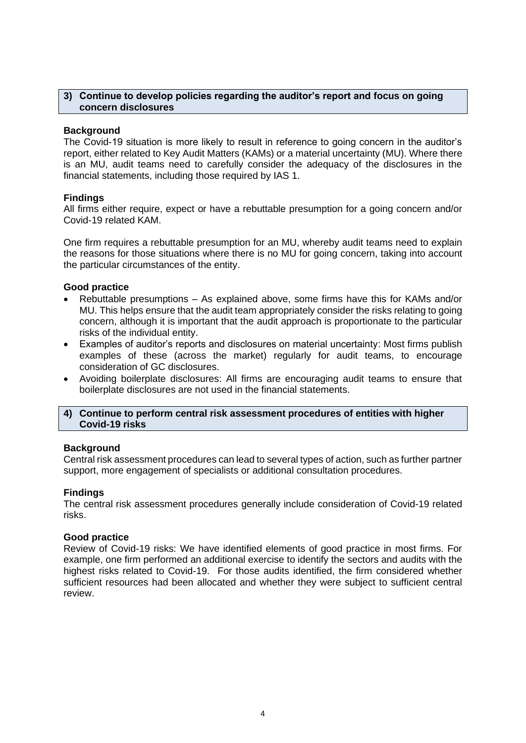## 3) Continue to develop policies regarding the auditor's report and focus on going concern disclosures

### Background

The Covid-19 situation is more likely to result in reference to going concern in the auditor's report, either related to Key Audit Matters (KAMs) or a material uncertainty (MU). Where there is an MU, audit teams need to carefully consider the adequacy of the disclosures in the financial statements, including those required by IAS 1.

### Findings

All firms either require, expect or have a rebuttable presumption for a going concern and/or Covid-19 related KAM.

One firm requires a rebuttable presumption for an MU, whereby audit teams need to explain the reasons for those situations where there is no MU for going concern, taking into account the particular circumstances of the entity.

### Good practice

- Rebuttable presumptions – As explained above, some firms have this for KAMs and/or MU. This helps ensure that the audit team appropriately consider the risks relating to going concern, although it is important that the audit approach is proportionate to the particular risks of the individual entity.
- Examples of auditor's reports and disclosures on material uncertainty: Most firms publish examples of these (across the market) regularly for audit teams, to encourage consideration of GC disclosures.
- Avoiding boilerplate disclosures: All firms are encouraging audit teams to ensure that boilerplate disclosures are not used in the financial statements.

## 4) Continue to perform central risk assessment procedures of entities with higher Covid-19 risks

### Background

Central risk assessment procedures can lead to several types of action, such as further partner support, more engagement of specialists or additional consultation procedures.

### Findings

The central risk assessment procedures generally include consideration of Covid-19 related risks.

### Good practice

Review of Covid-19 risks: We have identified elements of good practice in most firms. For example, one firm performed an additional exercise to identify the sectors and audits with the highest risks related to Covid-19. For those audits identified, the firm considered whether sufficient resources had been allocated and whether they were subject to sufficient central review.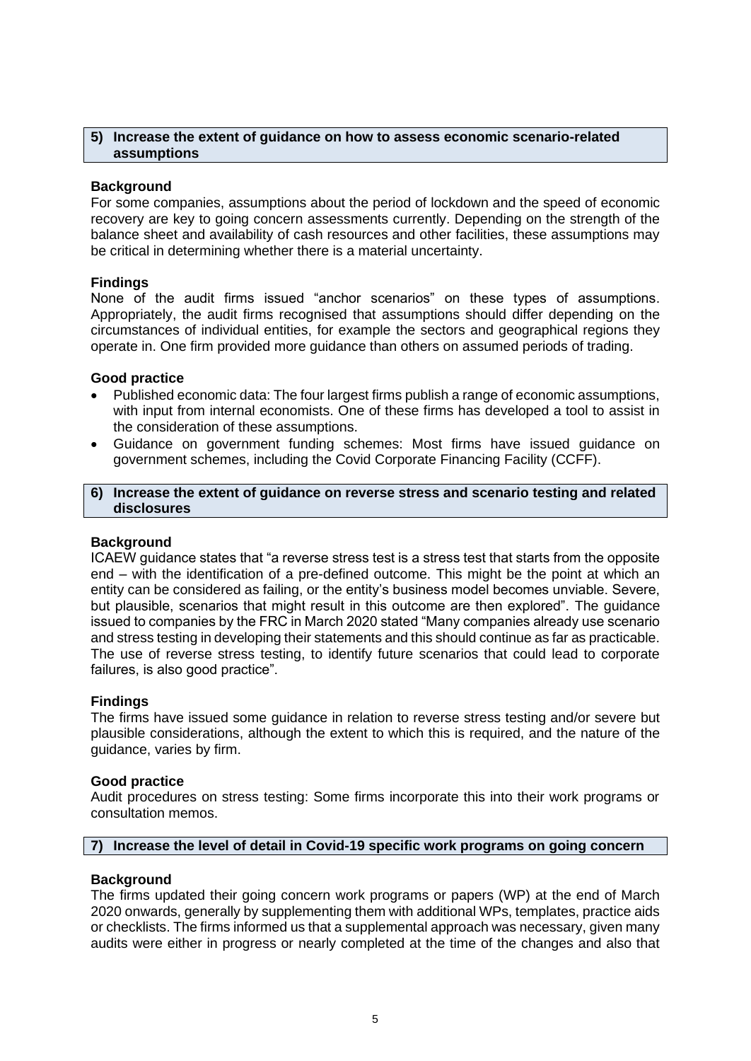## 5) Increase the extent of guidance on how to assess economic scenario-related assumptions

**Background**

For some companies, assumptions about the period of lockdown and the speed of economic recovery are key to going concern assessments currently. Depending on the strength of the balance sheet and availability of cash resources and other facilities, these assumptions may be critical in determining whether there is a material uncertainty.

**Findings**

None of the audit firms issued "anchor scenarios" on these types of assumptions. Appropriately, the audit firms recognised that assumptions should differ depending on the circumstances of individual entities, for example the sectors and geographical regions they operate in. One firm provided more guidance than others on assumed periods of trading.

**Good practice**

- Published economic data: The four largest firms publish a range of economic assumptions, with input from internal economists. One of these firms has developed a tool to assist in the consideration of these assumptions.
- Guidance on government funding schemes: Most firms have issued guidance on government schemes, including the Covid Corporate Financing Facility (CCFF).

## 6) Increase the extent of guidance on reverse stress and scenario testing and related disclosures

**Background**

ICAEW guidance states that "a reverse stress test is a stress test that starts from the opposite end – with the identification of a pre-defined outcome. This might be the point at which an entity can be considered as failing, or the entity's business model becomes unviable. Severe, but plausible, scenarios that might result in this outcome are then explored". The guidance issued to companies by the FRC in March 2020 stated "Many companies already use scenario and stress testing in developing their statements and this should continue as far as practicable. The use of reverse stress testing, to identify future scenarios that could lead to corporate failures, is also good practice".

**Findings**

The firms have issued some guidance in relation to reverse stress testing and/or severe but plausible considerations, although the extent to which this is required, and the nature of the guidance, varies by firm.

**Good practice**

Audit procedures on stress testing: Some firms incorporate this into their work programs or consultation memos.

## 7) Increase the level of detail in Covid-19 specific work programs on going concern

**Background**

The firms updated their going concern work programs or papers (WP) at the end of March 2020 onwards, generally by supplementing them with additional WPs, templates, practice aids or checklists. The firms informed us that a supplemental approach was necessary, given many audits were either in progress or nearly completed at the time of the changes and also that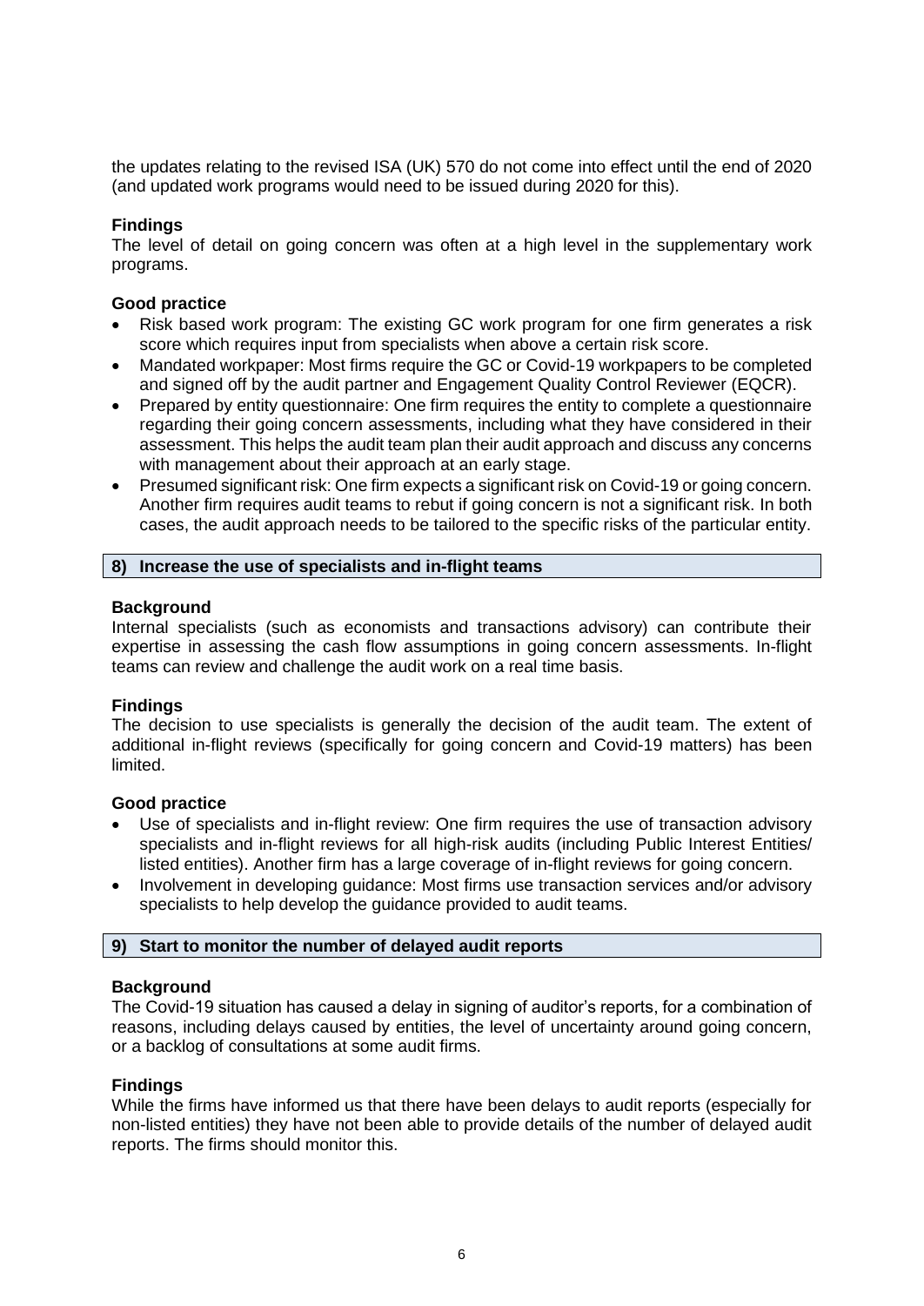the updates relating to the revised ISA (UK) 570 do not come into effect until the end of 2020 (and updated work programs would need to be issued during 2020 for this).

**Findings**
The level of detail on going concern was often at a high level in the supplementary work programs.

**Good practice**

- Risk based work program: The existing GC work program for one firm generates a risk score which requires input from specialists when above a certain risk score.
- Mandated workpaper: Most firms require the GC or Covid-19 workpapers to be completed and signed off by the audit partner and Engagement Quality Control Reviewer (EQCR).
- Prepared by entity questionnaire: One firm requires the entity to complete a questionnaire regarding their going concern assessments, including what they have considered in their assessment. This helps the audit team plan their audit approach and discuss any concerns with management about their approach at an early stage.
- Presumed significant risk: One firm expects a significant risk on Covid-19 or going concern. Another firm requires audit teams to rebut if going concern is not a significant risk. In both cases, the audit approach needs to be tailored to the specific risks of the particular entity.

### 8) Increase the use of specialists and in-flight teams

**Background**
Internal specialists (such as economists and transactions advisory) can contribute their expertise in assessing the cash flow assumptions in going concern assessments. In-flight teams can review and challenge the audit work on a real time basis.

**Findings**
The decision to use specialists is generally the decision of the audit team. The extent of additional in-flight reviews (specifically for going concern and Covid-19 matters) has been limited.

**Good practice**

- Use of specialists and in-flight review: One firm requires the use of transaction advisory specialists and in-flight reviews for all high-risk audits (including Public Interest Entities/ listed entities). Another firm has a large coverage of in-flight reviews for going concern.
- Involvement in developing guidance: Most firms use transaction services and/or advisory specialists to help develop the guidance provided to audit teams.

### 9) Start to monitor the number of delayed audit reports

**Background**
The Covid-19 situation has caused a delay in signing of auditor's reports, for a combination of reasons, including delays caused by entities, the level of uncertainty around going concern, or a backlog of consultations at some audit firms.

**Findings**
While the firms have informed us that there have been delays to audit reports (especially for non-listed entities) they have not been able to provide details of the number of delayed audit reports. The firms should monitor this.